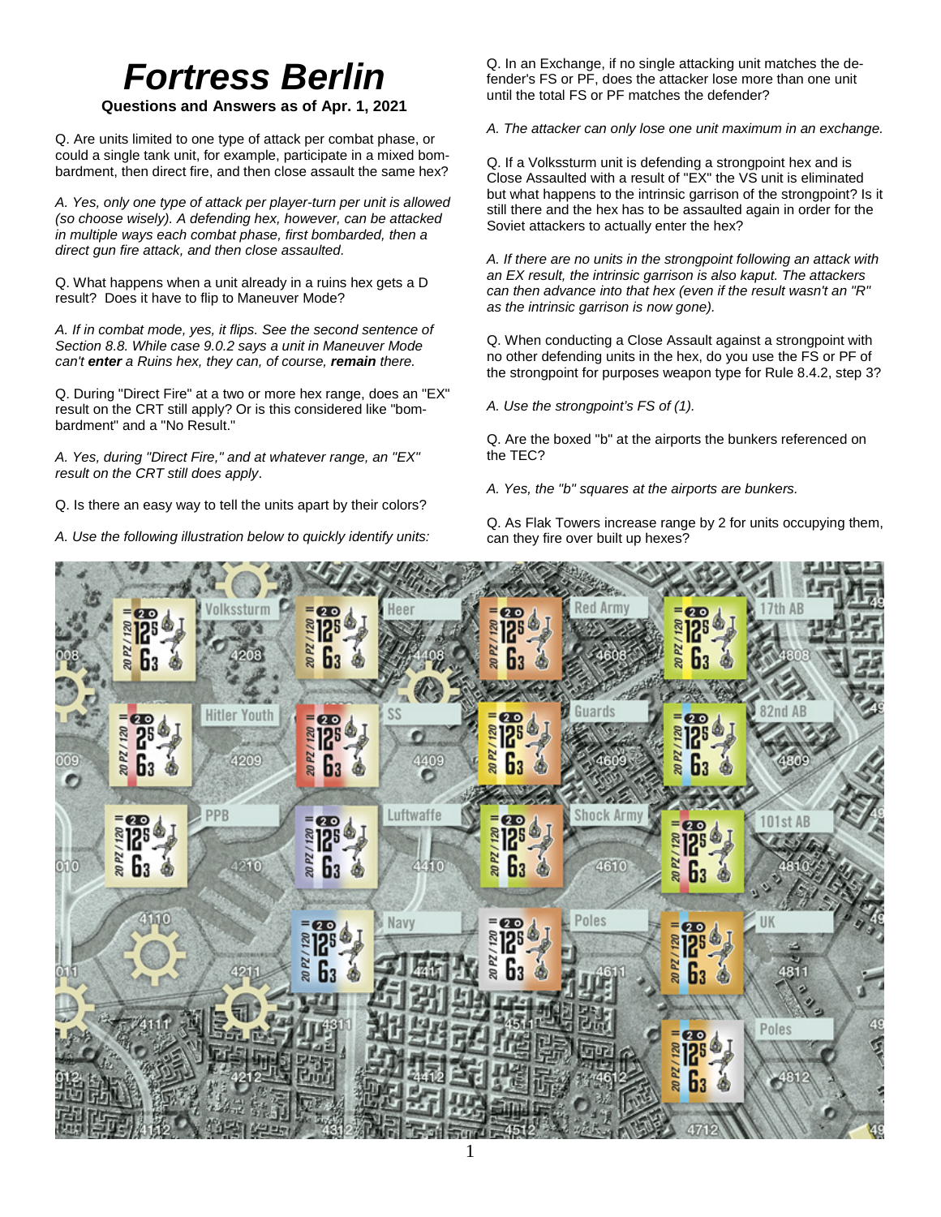# Fortress Berlin

**Questions and Answers as of Apr. 1, 2021**

Q. Are units limited to one type of attack per combat phase, or could a single tank unit, for example, participate in a mixed bombardment, then direct fire, and then close assault the same hex?

*A. Yes, only one type of attack per player-turn per unit is allowed (so choose wisely). A defending hex, however, can be attacked in multiple ways each combat phase, first bombarded, then a direct gun fire attack, and then close assaulted.*

Q. What happens when a unit already in a ruins hex gets a D result? Does it have to flip to Maneuver Mode?

*A. If in combat mode, yes, it flips. See the second sentence of Section 8.8. While case 9.0.2 says a unit in Maneuver Mode can't* ***enter*** *a Ruins hex, they can, of course,* ***remain*** *there.*

Q. During "Direct Fire" at a two or more hex range, does an "EX" result on the CRT still apply? Or is this considered like "bombardment" and a "No Result."

*A. Yes, during "Direct Fire," and at whatever range, an "EX" result on the CRT still does apply.*

Q. Is there an easy way to tell the units apart by their colors?

*A. Use the following illustration below to quickly identify units:*

Q. In an Exchange, if no single attacking unit matches the defender's FS or PF, does the attacker lose more than one unit until the total FS or PF matches the defender?

*A. The attacker can only lose one unit maximum in an exchange.*

Q. If a Volkssturm unit is defending a strongpoint hex and is Close Assaulted with a result of "EX" the VS unit is eliminated but what happens to the intrinsic garrison of the strongpoint? Is it still there and the hex has to be assaulted again in order for the Soviet attackers to actually enter the hex?

*A. If there are no units in the strongpoint following an attack with an EX result, the intrinsic garrison is also kaput. The attackers can then advance into that hex (even if the result wasn't an "R" as the intrinsic garrison is now gone).*

Q. When conducting a Close Assault against a strongpoint with no other defending units in the hex, do you use the FS or PF of the strongpoint for purposes weapon type for Rule 8.4.2, step 3?

*A. Use the strongpoint's FS of (1).*

Q. Are the boxed "b" at the airports the bunkers referenced on the TEC?

*A. Yes, the "b" squares at the airports are bunkers.*

Q. As Flak Towers increase range by 2 for units occupying them, can they fire over built up hexes?

| Volkssturm | Heer | Red Army | 17th AB |
|---|---|---|---|
| Hitler Youth | SS | Guards | 82nd AB |
| PPB | Luftwaffe | Shock Army | 101st AB |
| | Navy | Poles | UK |
| | | | Poles |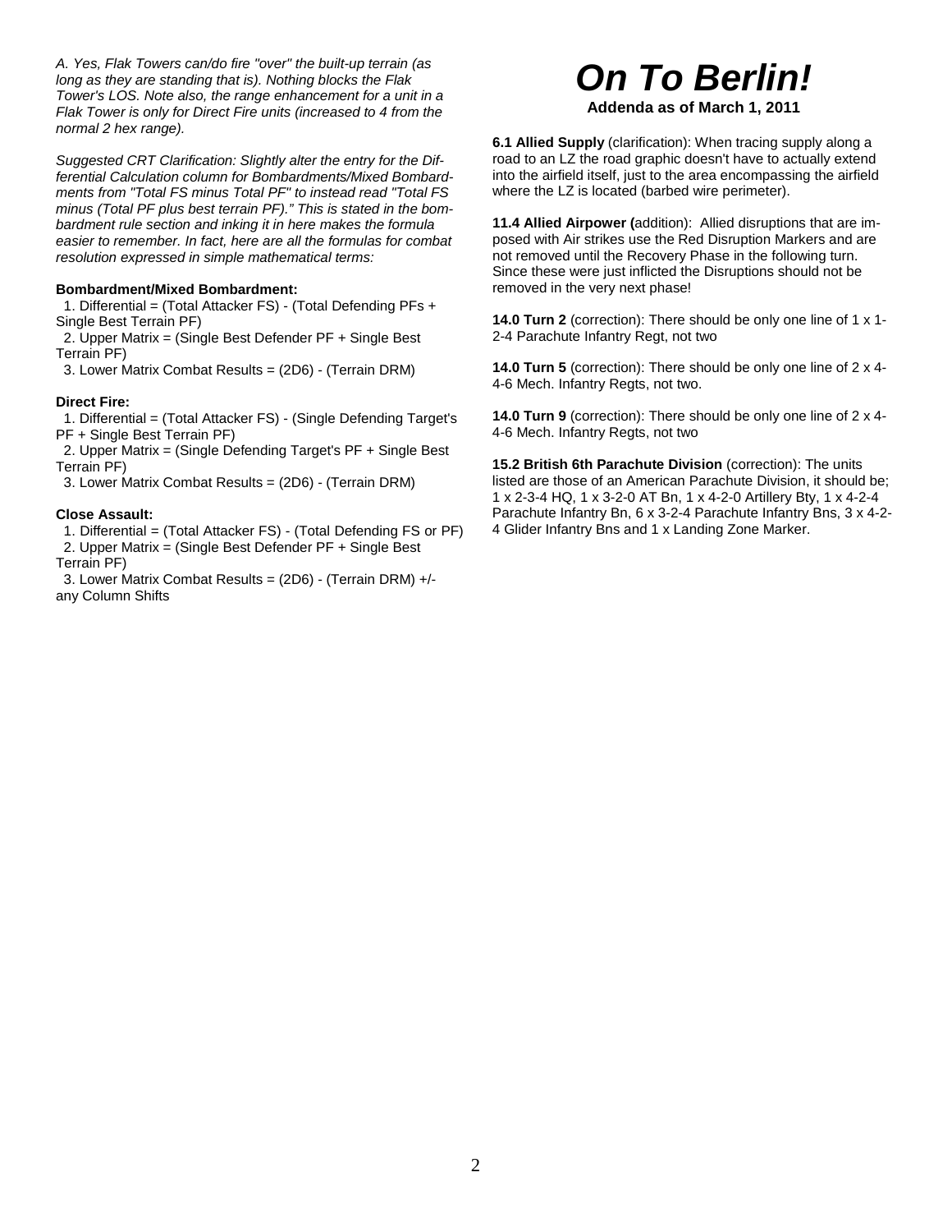*A. Yes, Flak Towers can/do fire "over" the built-up terrain (as long as they are standing that is). Nothing blocks the Flak Tower's LOS. Note also, the range enhancement for a unit in a Flak Tower is only for Direct Fire units (increased to 4 from the normal 2 hex range).*

*Suggested CRT Clarification: Slightly alter the entry for the Differential Calculation column for Bombardments/Mixed Bombardments from "Total FS minus Total PF" to instead read "Total FS minus (Total PF plus best terrain PF)." This is stated in the bombardment rule section and inking it in here makes the formula easier to remember. In fact, here are all the formulas for combat resolution expressed in simple mathematical terms:*

**Bombardment/Mixed Bombardment:**

1. Differential = (Total Attacker FS) - (Total Defending PFs + Single Best Terrain PF)
2. Upper Matrix = (Single Best Defender PF + Single Best Terrain PF)
3. Lower Matrix Combat Results = (2D6) - (Terrain DRM)

**Direct Fire:**

1. Differential = (Total Attacker FS) - (Single Defending Target's PF + Single Best Terrain PF)
2. Upper Matrix = (Single Defending Target's PF + Single Best Terrain PF)
3. Lower Matrix Combat Results = (2D6) - (Terrain DRM)

**Close Assault:**

1. Differential = (Total Attacker FS) - (Total Defending FS or PF)
2. Upper Matrix = (Single Best Defender PF + Single Best Terrain PF)
3. Lower Matrix Combat Results = (2D6) - (Terrain DRM) +/- any Column Shifts

# *On To Berlin!*

**Addenda as of March 1, 2011**

**6.1 Allied Supply** (clarification): When tracing supply along a road to an LZ the road graphic doesn't have to actually extend into the airfield itself, just to the area encompassing the airfield where the LZ is located (barbed wire perimeter).

**11.4 Allied Airpower (**addition): Allied disruptions that are imposed with Air strikes use the Red Disruption Markers and are not removed until the Recovery Phase in the following turn. Since these were just inflicted the Disruptions should not be removed in the very next phase!

**14.0 Turn 2** (correction): There should be only one line of 1 x 1-2-4 Parachute Infantry Regt, not two

**14.0 Turn 5** (correction): There should be only one line of 2 x 4-4-6 Mech. Infantry Regts, not two.

**14.0 Turn 9** (correction): There should be only one line of 2 x 4-4-6 Mech. Infantry Regts, not two

**15.2 British 6th Parachute Division** (correction): The units listed are those of an American Parachute Division, it should be; 1 x 2-3-4 HQ, 1 x 3-2-0 AT Bn, 1 x 4-2-0 Artillery Bty, 1 x 4-2-4 Parachute Infantry Bn, 6 x 3-2-4 Parachute Infantry Bns, 3 x 4-2-4 Glider Infantry Bns and 1 x Landing Zone Marker.